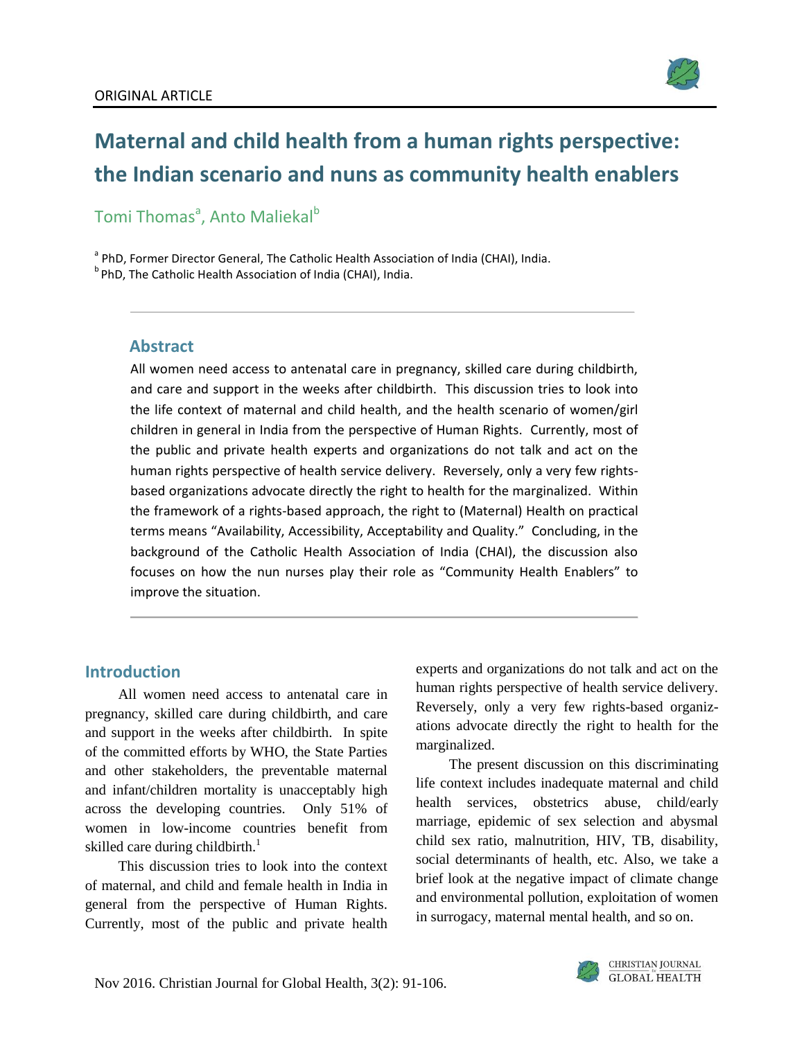ORIGINAL ARTICLE

# Maternal and child health from a human rights perspective: the Indian scenario and nuns as community health enablers

Tomi Thomas[a], Anto Maliekal[b]

[a] PhD, Former Director General, The Catholic Health Association of India (CHAI), India.
[b] PhD, The Catholic Health Association of India (CHAI), India.

## Abstract

All women need access to antenatal care in pregnancy, skilled care during childbirth, and care and support in the weeks after childbirth. This discussion tries to look into the life context of maternal and child health, and the health scenario of women/girl children in general in India from the perspective of Human Rights. Currently, most of the public and private health experts and organizations do not talk and act on the human rights perspective of health service delivery. Reversely, only a very few rights-based organizations advocate directly the right to health for the marginalized. Within the framework of a rights-based approach, the right to (Maternal) Health on practical terms means "Availability, Accessibility, Acceptability and Quality." Concluding, in the background of the Catholic Health Association of India (CHAI), the discussion also focuses on how the nun nurses play their role as "Community Health Enablers" to improve the situation.

## Introduction

All women need access to antenatal care in pregnancy, skilled care during childbirth, and care and support in the weeks after childbirth. In spite of the committed efforts by WHO, the State Parties and other stakeholders, the preventable maternal and infant/children mortality is unacceptably high across the developing countries. Only 51% of women in low-income countries benefit from skilled care during childbirth.[1]

This discussion tries to look into the context of maternal, and child and female health in India in general from the perspective of Human Rights. Currently, most of the public and private health experts and organizations do not talk and act on the human rights perspective of health service delivery. Reversely, only a very few rights-based organizations advocate directly the right to health for the marginalized.

The present discussion on this discriminating life context includes inadequate maternal and child health services, obstetrics abuse, child/early marriage, epidemic of sex selection and abysmal child sex ratio, malnutrition, HIV, TB, disability, social determinants of health, etc. Also, we take a brief look at the negative impact of climate change and environmental pollution, exploitation of women in surrogacy, maternal mental health, and so on.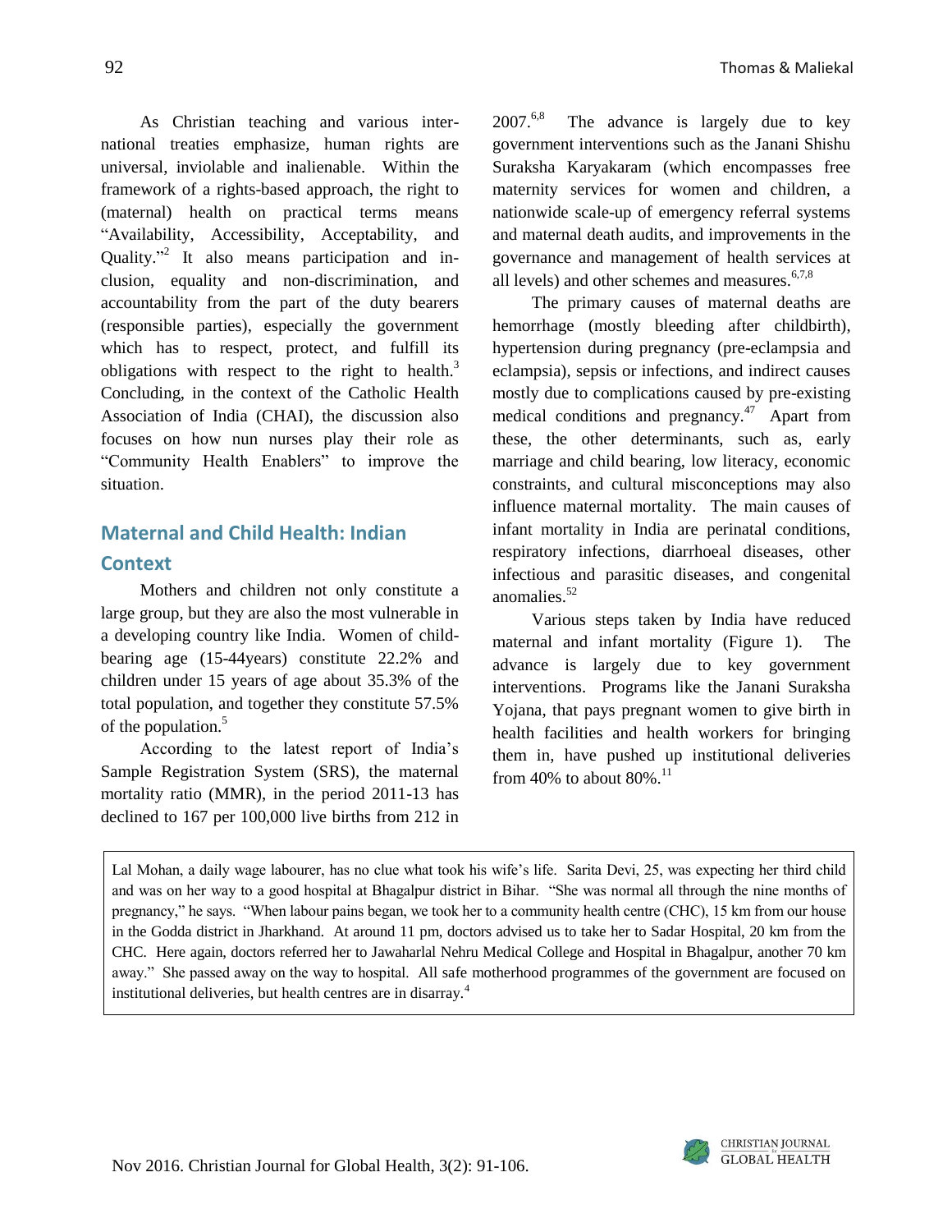As Christian teaching and various international treaties emphasize, human rights are universal, inviolable and inalienable. Within the framework of a rights-based approach, the right to (maternal) health on practical terms means "Availability, Accessibility, Acceptability, and Quality."[2] It also means participation and inclusion, equality and non-discrimination, and accountability from the part of the duty bearers (responsible parties), especially the government which has to respect, protect, and fulfill its obligations with respect to the right to health.[3] Concluding, in the context of the Catholic Health Association of India (CHAI), the discussion also focuses on how nun nurses play their role as "Community Health Enablers" to improve the situation.

## Maternal and Child Health: Indian Context

Mothers and children not only constitute a large group, but they are also the most vulnerable in a developing country like India. Women of childbearing age (15-44years) constitute 22.2% and children under 15 years of age about 35.3% of the total population, and together they constitute 57.5% of the population.[5]

According to the latest report of India's Sample Registration System (SRS), the maternal mortality ratio (MMR), in the period 2011-13 has declined to 167 per 100,000 live births from 212 in 2007.[6,8] The advance is largely due to key government interventions such as the Janani Shishu Suraksha Karyakaram (which encompasses free maternity services for women and children, a nationwide scale-up of emergency referral systems and maternal death audits, and improvements in the governance and management of health services at all levels) and other schemes and measures.[6,7,8]

The primary causes of maternal deaths are hemorrhage (mostly bleeding after childbirth), hypertension during pregnancy (pre-eclampsia and eclampsia), sepsis or infections, and indirect causes mostly due to complications caused by pre-existing medical conditions and pregnancy.[47] Apart from these, the other determinants, such as, early marriage and child bearing, low literacy, economic constraints, and cultural misconceptions may also influence maternal mortality. The main causes of infant mortality in India are perinatal conditions, respiratory infections, diarrhoeal diseases, other infectious and parasitic diseases, and congenital anomalies.[52]

Various steps taken by India have reduced maternal and infant mortality (Figure 1). The advance is largely due to key government interventions. Programs like the Janani Suraksha Yojana, that pays pregnant women to give birth in health facilities and health workers for bringing them in, have pushed up institutional deliveries from 40% to about 80%.[11]

> Lal Mohan, a daily wage labourer, has no clue what took his wife's life. Sarita Devi, 25, was expecting her third child and was on her way to a good hospital at Bhagalpur district in Bihar. "She was normal all through the nine months of pregnancy," he says. "When labour pains began, we took her to a community health centre (CHC), 15 km from our house in the Godda district in Jharkhand. At around 11 pm, doctors advised us to take her to Sadar Hospital, 20 km from the CHC. Here again, doctors referred her to Jawaharlal Nehru Medical College and Hospital in Bhagalpur, another 70 km away." She passed away on the way to hospital. All safe motherhood programmes of the government are focused on institutional deliveries, but health centres are in disarray.[4]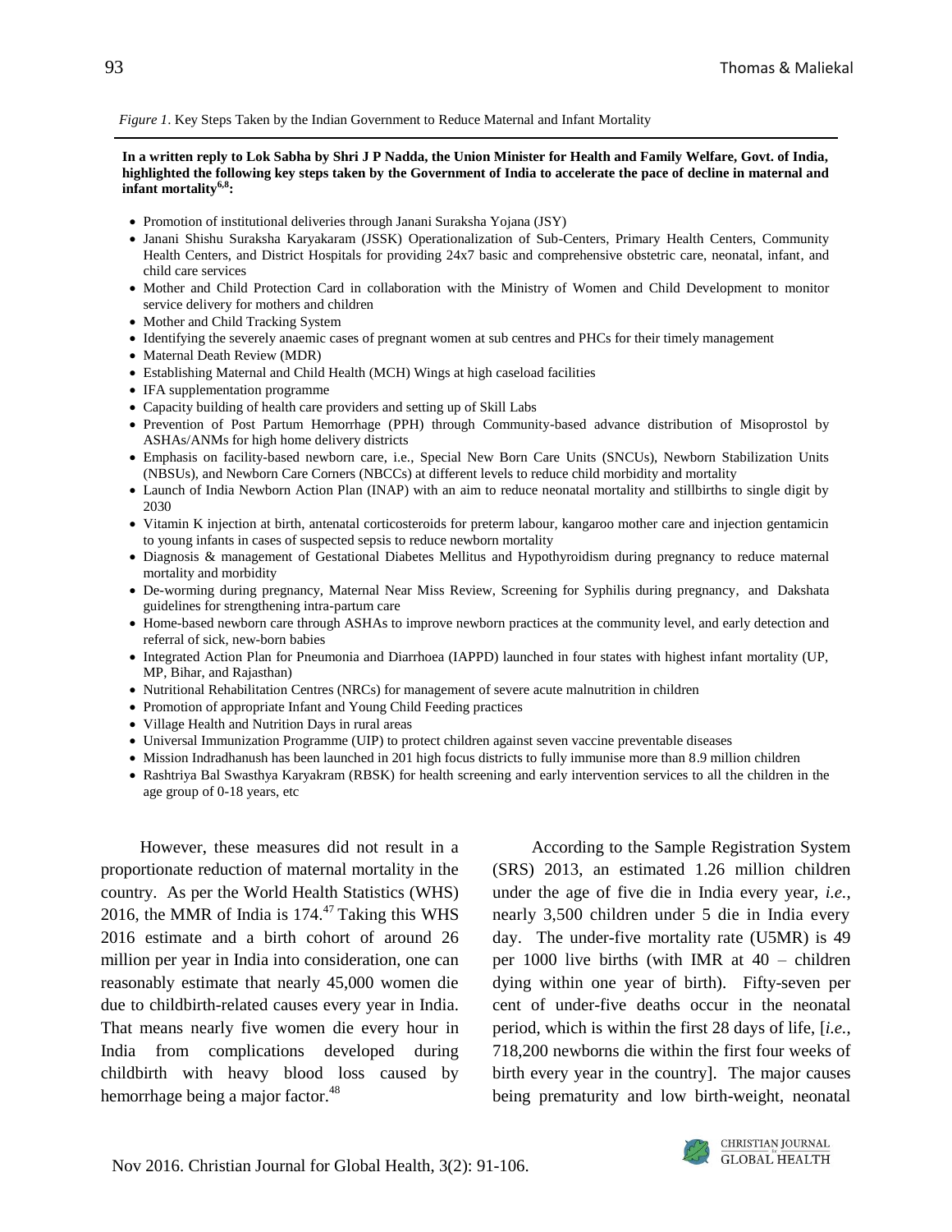*Figure 1*. Key Steps Taken by the Indian Government to Reduce Maternal and Infant Mortality

**In a written reply to Lok Sabha by Shri J P Nadda, the Union Minister for Health and Family Welfare, Govt. of India, highlighted the following key steps taken by the Government of India to accelerate the pace of decline in maternal and infant mortality[6,8]:**

- Promotion of institutional deliveries through Janani Suraksha Yojana (JSY)
- Janani Shishu Suraksha Karyakaram (JSSK) Operationalization of Sub-Centers, Primary Health Centers, Community Health Centers, and District Hospitals for providing 24x7 basic and comprehensive obstetric care, neonatal, infant, and child care services
- Mother and Child Protection Card in collaboration with the Ministry of Women and Child Development to monitor service delivery for mothers and children
- Mother and Child Tracking System
- Identifying the severely anaemic cases of pregnant women at sub centres and PHCs for their timely management
- Maternal Death Review (MDR)
- Establishing Maternal and Child Health (MCH) Wings at high caseload facilities
- IFA supplementation programme
- Capacity building of health care providers and setting up of Skill Labs
- Prevention of Post Partum Hemorrhage (PPH) through Community-based advance distribution of Misoprostol by ASHAs/ANMs for high home delivery districts
- Emphasis on facility-based newborn care, i.e., Special New Born Care Units (SNCUs), Newborn Stabilization Units (NBSUs), and Newborn Care Corners (NBCCs) at different levels to reduce child morbidity and mortality
- Launch of India Newborn Action Plan (INAP) with an aim to reduce neonatal mortality and stillbirths to single digit by 2030
- Vitamin K injection at birth, antenatal corticosteroids for preterm labour, kangaroo mother care and injection gentamicin to young infants in cases of suspected sepsis to reduce newborn mortality
- Diagnosis & management of Gestational Diabetes Mellitus and Hypothyroidism during pregnancy to reduce maternal mortality and morbidity
- De-worming during pregnancy, Maternal Near Miss Review, Screening for Syphilis during pregnancy, and Dakshata guidelines for strengthening intra-partum care
- Home-based newborn care through ASHAs to improve newborn practices at the community level, and early detection and referral of sick, new-born babies
- Integrated Action Plan for Pneumonia and Diarrhoea (IAPPD) launched in four states with highest infant mortality (UP, MP, Bihar, and Rajasthan)
- Nutritional Rehabilitation Centres (NRCs) for management of severe acute malnutrition in children
- Promotion of appropriate Infant and Young Child Feeding practices
- Village Health and Nutrition Days in rural areas
- Universal Immunization Programme (UIP) to protect children against seven vaccine preventable diseases
- Mission Indradhanush has been launched in 201 high focus districts to fully immunise more than 8.9 million children
- Rashtriya Bal Swasthya Karyakram (RBSK) for health screening and early intervention services to all the children in the age group of 0-18 years, etc

However, these measures did not result in a proportionate reduction of maternal mortality in the country. As per the World Health Statistics (WHS) 2016, the MMR of India is 174.[47] Taking this WHS 2016 estimate and a birth cohort of around 26 million per year in India into consideration, one can reasonably estimate that nearly 45,000 women die due to childbirth-related causes every year in India. That means nearly five women die every hour in India from complications developed during childbirth with heavy blood loss caused by hemorrhage being a major factor.[48]

According to the Sample Registration System (SRS) 2013, an estimated 1.26 million children under the age of five die in India every year, *i.e.*, nearly 3,500 children under 5 die in India every day. The under-five mortality rate (U5MR) is 49 per 1000 live births (with IMR at 40 – children dying within one year of birth). Fifty-seven per cent of under-five deaths occur in the neonatal period, which is within the first 28 days of life, [*i.e.*, 718,200 newborns die within the first four weeks of birth every year in the country]. The major causes being prematurity and low birth-weight, neonatal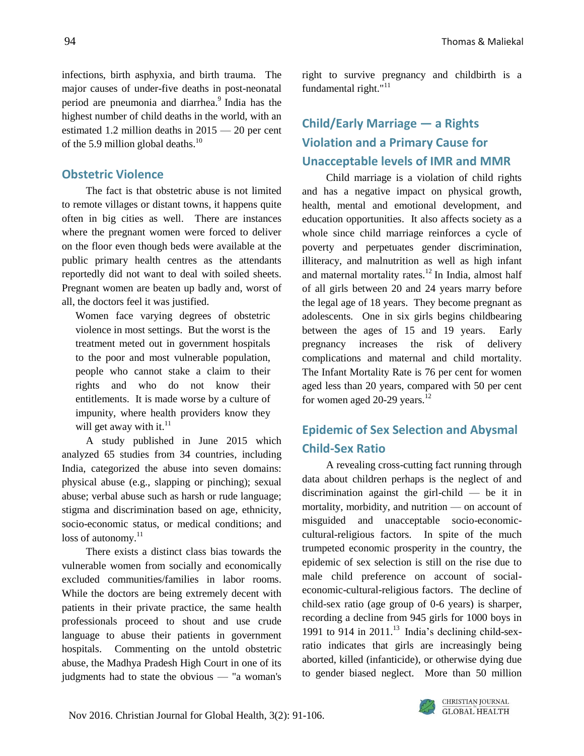infections, birth asphyxia, and birth trauma. The major causes of under-five deaths in post-neonatal period are pneumonia and diarrhea.[9] India has the highest number of child deaths in the world, with an estimated 1.2 million deaths in 2015 — 20 per cent of the 5.9 million global deaths.[10]

## Obstetric Violence

The fact is that obstetric abuse is not limited to remote villages or distant towns, it happens quite often in big cities as well. There are instances where the pregnant women were forced to deliver on the floor even though beds were available at the public primary health centres as the attendants reportedly did not want to deal with soiled sheets. Pregnant women are beaten up badly and, worst of all, the doctors feel it was justified.

> Women face varying degrees of obstetric violence in most settings. But the worst is the treatment meted out in government hospitals to the poor and most vulnerable population, people who cannot stake a claim to their rights and who do not know their entitlements. It is made worse by a culture of impunity, where health providers know they will get away with it.[11]

A study published in June 2015 which analyzed 65 studies from 34 countries, including India, categorized the abuse into seven domains: physical abuse (e.g., slapping or pinching); sexual abuse; verbal abuse such as harsh or rude language; stigma and discrimination based on age, ethnicity, socio-economic status, or medical conditions; and loss of autonomy.[11]

There exists a distinct class bias towards the vulnerable women from socially and economically excluded communities/families in labor rooms. While the doctors are being extremely decent with patients in their private practice, the same health professionals proceed to shout and use crude language to abuse their patients in government hospitals. Commenting on the untold obstetric abuse, the Madhya Pradesh High Court in one of its judgments had to state the obvious — "a woman's right to survive pregnancy and childbirth is a fundamental right."[11]

## Child/Early Marriage — a Rights Violation and a Primary Cause for Unacceptable levels of IMR and MMR

Child marriage is a violation of child rights and has a negative impact on physical growth, health, mental and emotional development, and education opportunities. It also affects society as a whole since child marriage reinforces a cycle of poverty and perpetuates gender discrimination, illiteracy, and malnutrition as well as high infant and maternal mortality rates.[12] In India, almost half of all girls between 20 and 24 years marry before the legal age of 18 years. They become pregnant as adolescents. One in six girls begins childbearing between the ages of 15 and 19 years. Early pregnancy increases the risk of delivery complications and maternal and child mortality. The Infant Mortality Rate is 76 per cent for women aged less than 20 years, compared with 50 per cent for women aged 20-29 years.[12]

## Epidemic of Sex Selection and Abysmal Child-Sex Ratio

A revealing cross-cutting fact running through data about children perhaps is the neglect of and discrimination against the girl-child — be it in mortality, morbidity, and nutrition — on account of misguided and unacceptable socio-economic-cultural-religious factors. In spite of the much trumpeted economic prosperity in the country, the epidemic of sex selection is still on the rise due to male child preference on account of social-economic-cultural-religious factors. The decline of child-sex ratio (age group of 0-6 years) is sharper, recording a decline from 945 girls for 1000 boys in 1991 to 914 in 2011.[13] India's declining child-sex-ratio indicates that girls are increasingly being aborted, killed (infanticide), or otherwise dying due to gender biased neglect. More than 50 million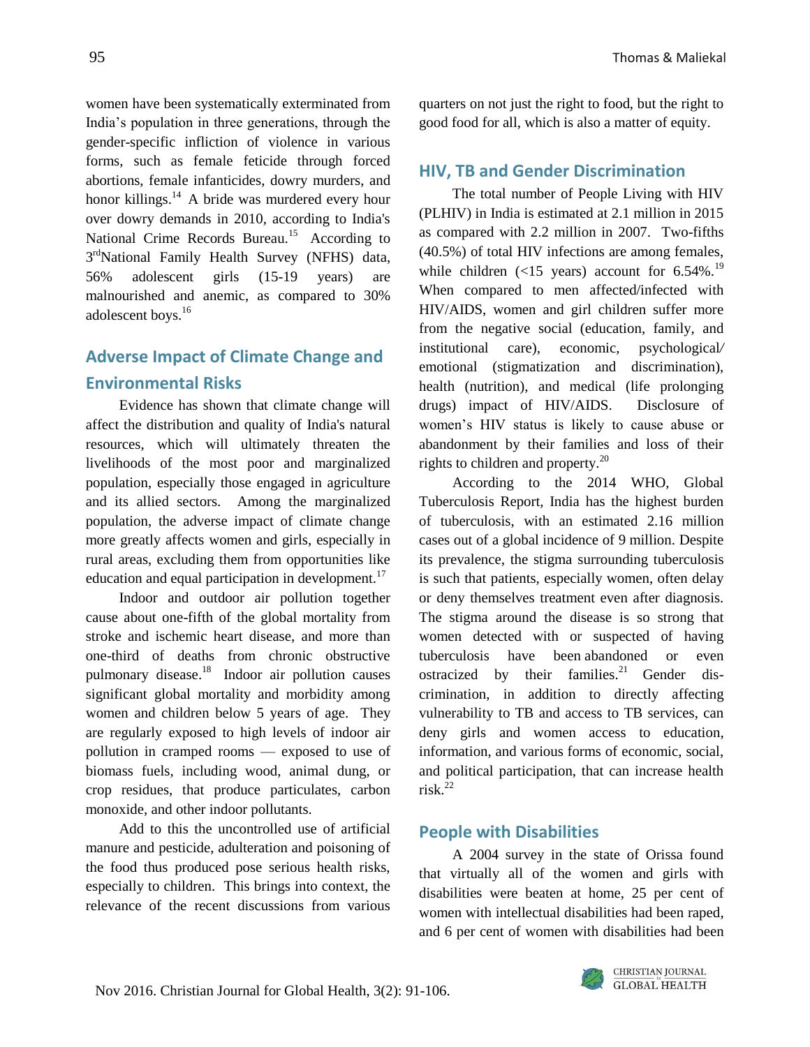women have been systematically exterminated from India's population in three generations, through the gender-specific infliction of violence in various forms, such as female feticide through forced abortions, female infanticides, dowry murders, and honor killings.[14] A bride was murdered every hour over dowry demands in 2010, according to India's National Crime Records Bureau.[15] According to 3rd National Family Health Survey (NFHS) data, 56% adolescent girls (15-19 years) are malnourished and anemic, as compared to 30% adolescent boys.[16]

## Adverse Impact of Climate Change and Environmental Risks

Evidence has shown that climate change will affect the distribution and quality of India's natural resources, which will ultimately threaten the livelihoods of the most poor and marginalized population, especially those engaged in agriculture and its allied sectors. Among the marginalized population, the adverse impact of climate change more greatly affects women and girls, especially in rural areas, excluding them from opportunities like education and equal participation in development.[17]

Indoor and outdoor air pollution together cause about one-fifth of the global mortality from stroke and ischemic heart disease, and more than one-third of deaths from chronic obstructive pulmonary disease.[18] Indoor air pollution causes significant global mortality and morbidity among women and children below 5 years of age. They are regularly exposed to high levels of indoor air pollution in cramped rooms — exposed to use of biomass fuels, including wood, animal dung, or crop residues, that produce particulates, carbon monoxide, and other indoor pollutants.

Add to this the uncontrolled use of artificial manure and pesticide, adulteration and poisoning of the food thus produced pose serious health risks, especially to children. This brings into context, the relevance of the recent discussions from various quarters on not just the right to food, but the right to good food for all, which is also a matter of equity.

## HIV, TB and Gender Discrimination

The total number of People Living with HIV (PLHIV) in India is estimated at 2.1 million in 2015 as compared with 2.2 million in 2007. Two-fifths (40.5%) of total HIV infections are among females, while children (<15 years) account for 6.54%.[19] When compared to men affected/infected with HIV/AIDS, women and girl children suffer more from the negative social (education, family, and institutional care), economic, psychological/emotional (stigmatization and discrimination), health (nutrition), and medical (life prolonging drugs) impact of HIV/AIDS. Disclosure of women's HIV status is likely to cause abuse or abandonment by their families and loss of their rights to children and property.[20]

According to the 2014 WHO, Global Tuberculosis Report, India has the highest burden of tuberculosis, with an estimated 2.16 million cases out of a global incidence of 9 million. Despite its prevalence, the stigma surrounding tuberculosis is such that patients, especially women, often delay or deny themselves treatment even after diagnosis. The stigma around the disease is so strong that women detected with or suspected of having tuberculosis have been abandoned or even ostracized by their families.[21] Gender discrimination, in addition to directly affecting vulnerability to TB and access to TB services, can deny girls and women access to education, information, and various forms of economic, social, and political participation, that can increase health risk.[22]

## People with Disabilities

A 2004 survey in the state of Orissa found that virtually all of the women and girls with disabilities were beaten at home, 25 per cent of women with intellectual disabilities had been raped, and 6 per cent of women with disabilities had been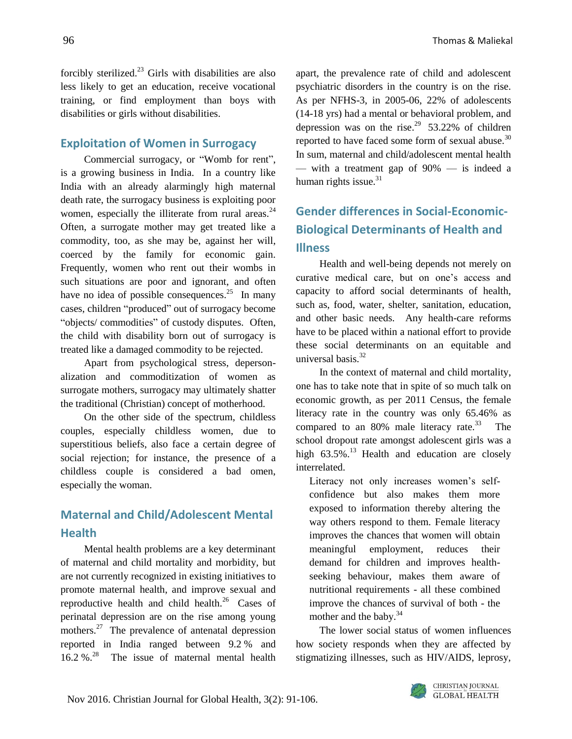forcibly sterilized.[23] Girls with disabilities are also less likely to get an education, receive vocational training, or find employment than boys with disabilities or girls without disabilities.

## Exploitation of Women in Surrogacy

Commercial surrogacy, or "Womb for rent", is a growing business in India. In a country like India with an already alarmingly high maternal death rate, the surrogacy business is exploiting poor women, especially the illiterate from rural areas.[24] Often, a surrogate mother may get treated like a commodity, too, as she may be, against her will, coerced by the family for economic gain. Frequently, women who rent out their wombs in such situations are poor and ignorant, and often have no idea of possible consequences.[25] In many cases, children "produced" out of surrogacy become "objects/ commodities" of custody disputes. Often, the child with disability born out of surrogacy is treated like a damaged commodity to be rejected.

Apart from psychological stress, depersonalization and commoditization of women as surrogate mothers, surrogacy may ultimately shatter the traditional (Christian) concept of motherhood.

On the other side of the spectrum, childless couples, especially childless women, due to superstitious beliefs, also face a certain degree of social rejection; for instance, the presence of a childless couple is considered a bad omen, especially the woman.

## Maternal and Child/Adolescent Mental Health

Mental health problems are a key determinant of maternal and child mortality and morbidity, but are not currently recognized in existing initiatives to promote maternal health, and improve sexual and reproductive health and child health.[26] Cases of perinatal depression are on the rise among young mothers.[27] The prevalence of antenatal depression reported in India ranged between 9.2 % and 16.2 %.[28] The issue of maternal mental health apart, the prevalence rate of child and adolescent psychiatric disorders in the country is on the rise. As per NFHS-3, in 2005-06, 22% of adolescents (14-18 yrs) had a mental or behavioral problem, and depression was on the rise.[29] 53.22% of children reported to have faced some form of sexual abuse.[30] In sum, maternal and child/adolescent mental health — with a treatment gap of 90% — is indeed a human rights issue.[31]

## Gender differences in Social-Economic-Biological Determinants of Health and Illness

Health and well-being depends not merely on curative medical care, but on one's access and capacity to afford social determinants of health, such as, food, water, shelter, sanitation, education, and other basic needs. Any health-care reforms have to be placed within a national effort to provide these social determinants on an equitable and universal basis.[32]

In the context of maternal and child mortality, one has to take note that in spite of so much talk on economic growth, as per 2011 Census, the female literacy rate in the country was only 65.46% as compared to an 80% male literacy rate.[33] The school dropout rate amongst adolescent girls was a high 63.5%.[13] Health and education are closely interrelated.

> Literacy not only increases women's self-confidence but also makes them more exposed to information thereby altering the way others respond to them. Female literacy improves the chances that women will obtain meaningful employment, reduces their demand for children and improves health-seeking behaviour, makes them aware of nutritional requirements - all these combined improve the chances of survival of both - the mother and the baby.[34]

The lower social status of women influences how society responds when they are affected by stigmatizing illnesses, such as HIV/AIDS, leprosy,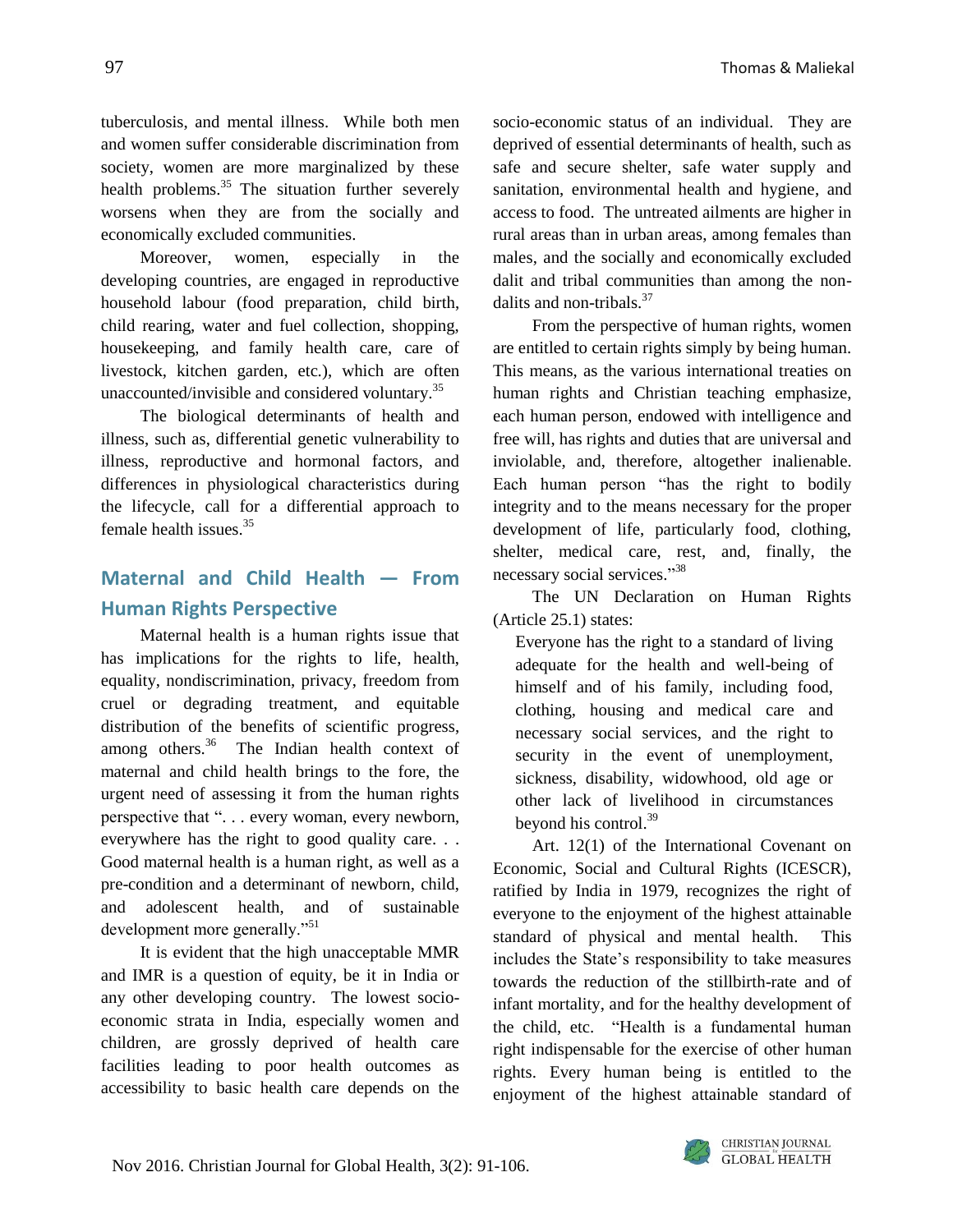tuberculosis, and mental illness. While both men and women suffer considerable discrimination from society, women are more marginalized by these health problems.[35] The situation further severely worsens when they are from the socially and economically excluded communities.

Moreover, women, especially in the developing countries, are engaged in reproductive household labour (food preparation, child birth, child rearing, water and fuel collection, shopping, housekeeping, and family health care, care of livestock, kitchen garden, etc.), which are often unaccounted/invisible and considered voluntary.[35]

The biological determinants of health and illness, such as, differential genetic vulnerability to illness, reproductive and hormonal factors, and differences in physiological characteristics during the lifecycle, call for a differential approach to female health issues.[35]

## Maternal and Child Health — From Human Rights Perspective

Maternal health is a human rights issue that has implications for the rights to life, health, equality, nondiscrimination, privacy, freedom from cruel or degrading treatment, and equitable distribution of the benefits of scientific progress, among others.[36] The Indian health context of maternal and child health brings to the fore, the urgent need of assessing it from the human rights perspective that ". . . every woman, every newborn, everywhere has the right to good quality care. . . Good maternal health is a human right, as well as a pre-condition and a determinant of newborn, child, and adolescent health, and of sustainable development more generally."[51]

It is evident that the high unacceptable MMR and IMR is a question of equity, be it in India or any other developing country. The lowest socio-economic strata in India, especially women and children, are grossly deprived of health care facilities leading to poor health outcomes as accessibility to basic health care depends on the socio-economic status of an individual. They are deprived of essential determinants of health, such as safe and secure shelter, safe water supply and sanitation, environmental health and hygiene, and access to food. The untreated ailments are higher in rural areas than in urban areas, among females than males, and the socially and economically excluded dalit and tribal communities than among the non-dalits and non-tribals.[37]

From the perspective of human rights, women are entitled to certain rights simply by being human. This means, as the various international treaties on human rights and Christian teaching emphasize, each human person, endowed with intelligence and free will, has rights and duties that are universal and inviolable, and, therefore, altogether inalienable. Each human person "has the right to bodily integrity and to the means necessary for the proper development of life, particularly food, clothing, shelter, medical care, rest, and, finally, the necessary social services."[38]

The UN Declaration on Human Rights (Article 25.1) states:

> Everyone has the right to a standard of living adequate for the health and well-being of himself and of his family, including food, clothing, housing and medical care and necessary social services, and the right to security in the event of unemployment, sickness, disability, widowhood, old age or other lack of livelihood in circumstances beyond his control.[39]

Art. 12(1) of the International Covenant on Economic, Social and Cultural Rights (ICESCR), ratified by India in 1979, recognizes the right of everyone to the enjoyment of the highest attainable standard of physical and mental health. This includes the State's responsibility to take measures towards the reduction of the stillbirth-rate and of infant mortality, and for the healthy development of the child, etc. "Health is a fundamental human right indispensable for the exercise of other human rights. Every human being is entitled to the enjoyment of the highest attainable standard of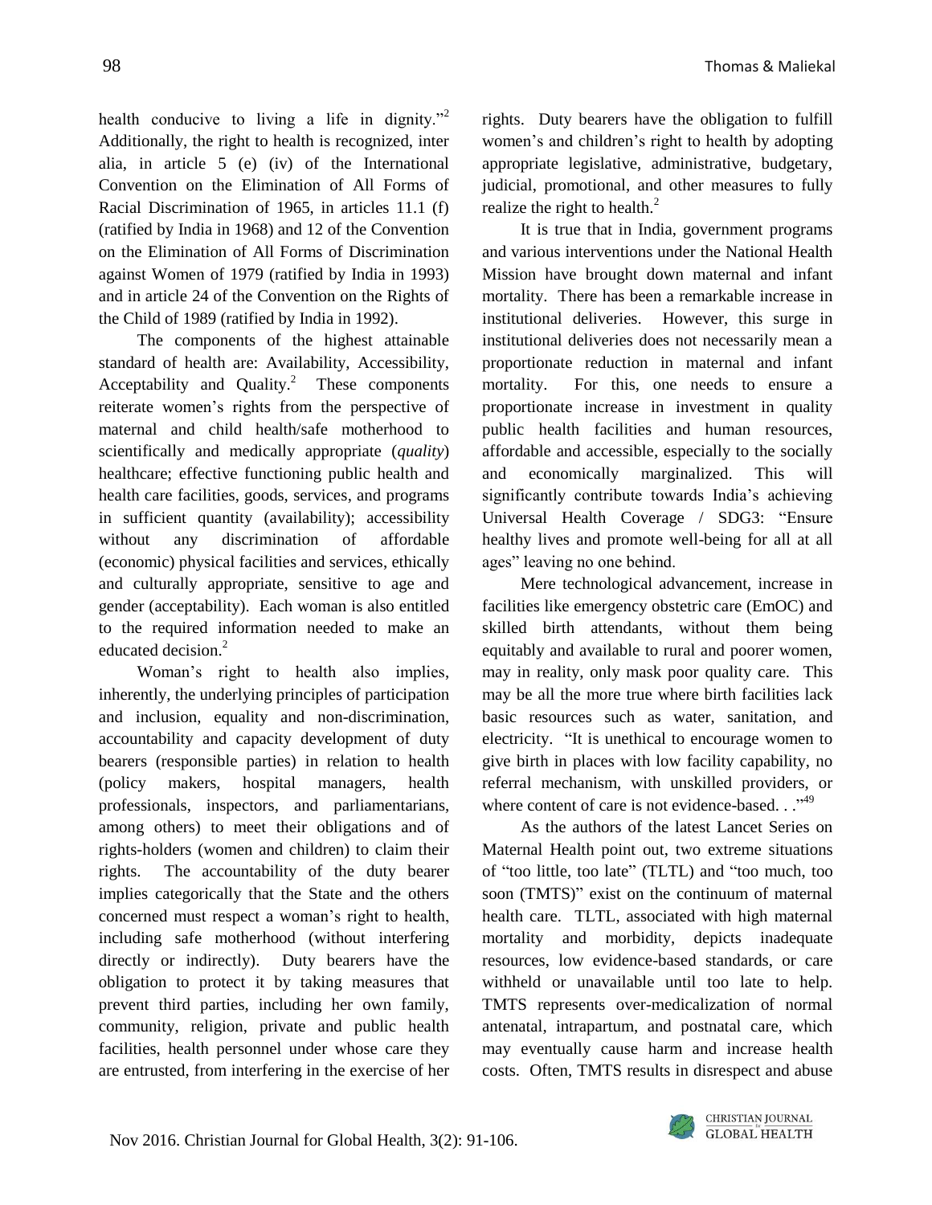health conducive to living a life in dignity."[2] Additionally, the right to health is recognized, inter alia, in article 5 (e) (iv) of the International Convention on the Elimination of All Forms of Racial Discrimination of 1965, in articles 11.1 (f) (ratified by India in 1968) and 12 of the Convention on the Elimination of All Forms of Discrimination against Women of 1979 (ratified by India in 1993) and in article 24 of the Convention on the Rights of the Child of 1989 (ratified by India in 1992).

The components of the highest attainable standard of health are: Availability, Accessibility, Acceptability and Quality.[2] These components reiterate women's rights from the perspective of maternal and child health/safe motherhood to scientifically and medically appropriate (*quality*) healthcare; effective functioning public health and health care facilities, goods, services, and programs in sufficient quantity (availability); accessibility without any discrimination of affordable (economic) physical facilities and services, ethically and culturally appropriate, sensitive to age and gender (acceptability). Each woman is also entitled to the required information needed to make an educated decision.[2]

Woman's right to health also implies, inherently, the underlying principles of participation and inclusion, equality and non-discrimination, accountability and capacity development of duty bearers (responsible parties) in relation to health (policy makers, hospital managers, health professionals, inspectors, and parliamentarians, among others) to meet their obligations and of rights-holders (women and children) to claim their rights. The accountability of the duty bearer implies categorically that the State and the others concerned must respect a woman's right to health, including safe motherhood (without interfering directly or indirectly). Duty bearers have the obligation to protect it by taking measures that prevent third parties, including her own family, community, religion, private and public health facilities, health personnel under whose care they are entrusted, from interfering in the exercise of her rights. Duty bearers have the obligation to fulfill women's and children's right to health by adopting appropriate legislative, administrative, budgetary, judicial, promotional, and other measures to fully realize the right to health.[2]

It is true that in India, government programs and various interventions under the National Health Mission have brought down maternal and infant mortality. There has been a remarkable increase in institutional deliveries. However, this surge in institutional deliveries does not necessarily mean a proportionate reduction in maternal and infant mortality. For this, one needs to ensure a proportionate increase in investment in quality public health facilities and human resources, affordable and accessible, especially to the socially and economically marginalized. This will significantly contribute towards India's achieving Universal Health Coverage / SDG3: "Ensure healthy lives and promote well-being for all at all ages" leaving no one behind.

Mere technological advancement, increase in facilities like emergency obstetric care (EmOC) and skilled birth attendants, without them being equitably and available to rural and poorer women, may in reality, only mask poor quality care. This may be all the more true where birth facilities lack basic resources such as water, sanitation, and electricity. "It is unethical to encourage women to give birth in places with low facility capability, no referral mechanism, with unskilled providers, or where content of care is not evidence-based. . ."[49]

As the authors of the latest Lancet Series on Maternal Health point out, two extreme situations of "too little, too late" (TLTL) and "too much, too soon (TMTS)" exist on the continuum of maternal health care. TLTL, associated with high maternal mortality and morbidity, depicts inadequate resources, low evidence-based standards, or care withheld or unavailable until too late to help. TMTS represents over-medicalization of normal antenatal, intrapartum, and postnatal care, which may eventually cause harm and increase health costs. Often, TMTS results in disrespect and abuse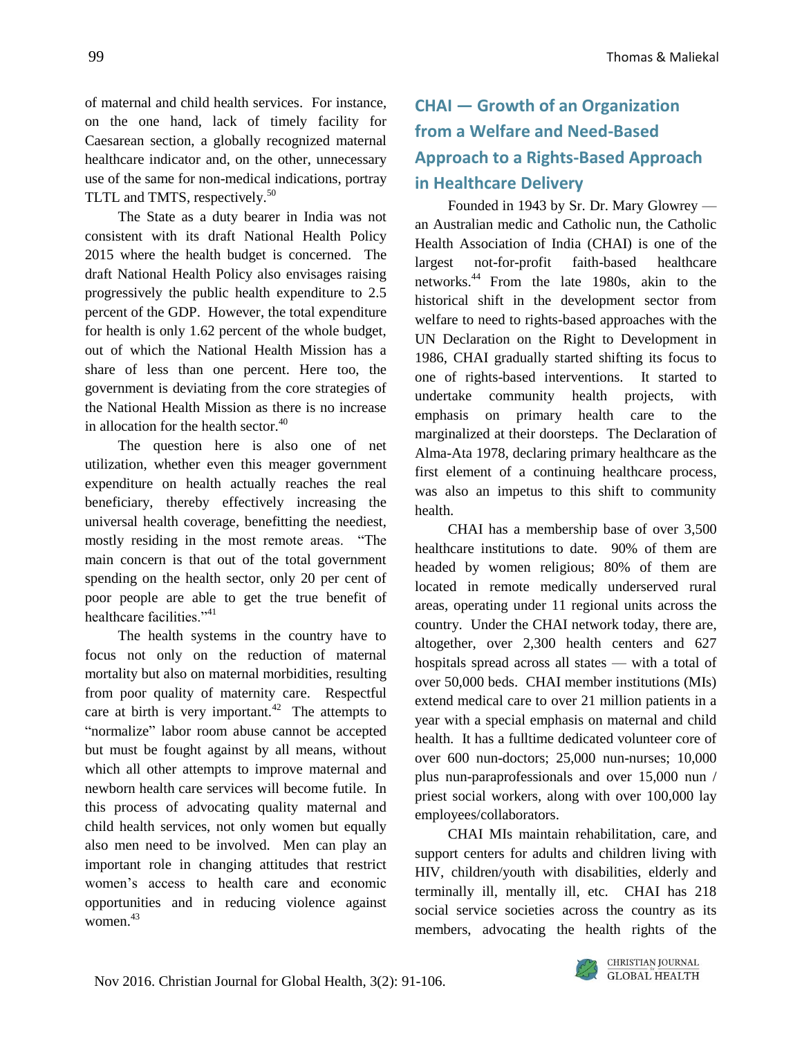of maternal and child health services. For instance, on the one hand, lack of timely facility for Caesarean section, a globally recognized maternal healthcare indicator and, on the other, unnecessary use of the same for non-medical indications, portray TLTL and TMTS, respectively.[50]

The State as a duty bearer in India was not consistent with its draft National Health Policy 2015 where the health budget is concerned. The draft National Health Policy also envisages raising progressively the public health expenditure to 2.5 percent of the GDP. However, the total expenditure for health is only 1.62 percent of the whole budget, out of which the National Health Mission has a share of less than one percent. Here too, the government is deviating from the core strategies of the National Health Mission as there is no increase in allocation for the health sector.[40]

The question here is also one of net utilization, whether even this meager government expenditure on health actually reaches the real beneficiary, thereby effectively increasing the universal health coverage, benefitting the neediest, mostly residing in the most remote areas. "The main concern is that out of the total government spending on the health sector, only 20 per cent of poor people are able to get the true benefit of healthcare facilities."[41]

The health systems in the country have to focus not only on the reduction of maternal mortality but also on maternal morbidities, resulting from poor quality of maternity care. Respectful care at birth is very important.[42] The attempts to "normalize" labor room abuse cannot be accepted but must be fought against by all means, without which all other attempts to improve maternal and newborn health care services will become futile. In this process of advocating quality maternal and child health services, not only women but equally also men need to be involved. Men can play an important role in changing attitudes that restrict women's access to health care and economic opportunities and in reducing violence against women.[43]

## CHAI — Growth of an Organization from a Welfare and Need-Based Approach to a Rights-Based Approach in Healthcare Delivery

Founded in 1943 by Sr. Dr. Mary Glowrey — an Australian medic and Catholic nun, the Catholic Health Association of India (CHAI) is one of the largest not-for-profit faith-based healthcare networks.[44] From the late 1980s, akin to the historical shift in the development sector from welfare to need to rights-based approaches with the UN Declaration on the Right to Development in 1986, CHAI gradually started shifting its focus to one of rights-based interventions. It started to undertake community health projects, with emphasis on primary health care to the marginalized at their doorsteps. The Declaration of Alma-Ata 1978, declaring primary healthcare as the first element of a continuing healthcare process, was also an impetus to this shift to community health.

CHAI has a membership base of over 3,500 healthcare institutions to date. 90% of them are headed by women religious; 80% of them are located in remote medically underserved rural areas, operating under 11 regional units across the country. Under the CHAI network today, there are, altogether, over 2,300 health centers and 627 hospitals spread across all states — with a total of over 50,000 beds. CHAI member institutions (MIs) extend medical care to over 21 million patients in a year with a special emphasis on maternal and child health. It has a fulltime dedicated volunteer core of over 600 nun-doctors; 25,000 nun-nurses; 10,000 plus nun-paraprofessionals and over 15,000 nun / priest social workers, along with over 100,000 lay employees/collaborators.

CHAI MIs maintain rehabilitation, care, and support centers for adults and children living with HIV, children/youth with disabilities, elderly and terminally ill, mentally ill, etc. CHAI has 218 social service societies across the country as its members, advocating the health rights of the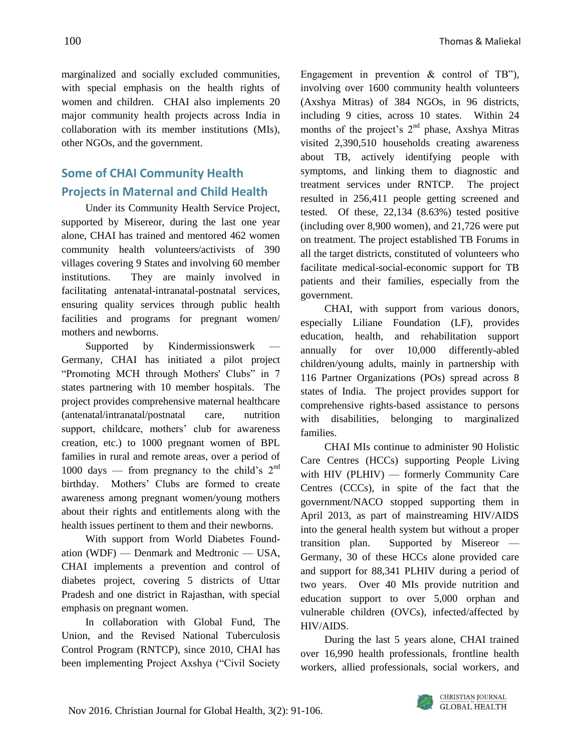marginalized and socially excluded communities, with special emphasis on the health rights of women and children. CHAI also implements 20 major community health projects across India in collaboration with its member institutions (MIs), other NGOs, and the government.

## Some of CHAI Community Health Projects in Maternal and Child Health

Under its Community Health Service Project, supported by Misereor, during the last one year alone, CHAI has trained and mentored 462 women community health volunteers/activists of 390 villages covering 9 States and involving 60 member institutions. They are mainly involved in facilitating antenatal-intranatal-postnatal services, ensuring quality services through public health facilities and programs for pregnant women/ mothers and newborns.

Supported by Kindermissionswerk — Germany, CHAI has initiated a pilot project "Promoting MCH through Mothers' Clubs" in 7 states partnering with 10 member hospitals. The project provides comprehensive maternal healthcare (antenatal/intranatal/postnatal care, nutrition support, childcare, mothers' club for awareness creation, etc.) to 1000 pregnant women of BPL families in rural and remote areas, over a period of 1000 days — from pregnancy to the child's 2nd birthday. Mothers' Clubs are formed to create awareness among pregnant women/young mothers about their rights and entitlements along with the health issues pertinent to them and their newborns.

With support from World Diabetes Foundation (WDF) — Denmark and Medtronic — USA, CHAI implements a prevention and control of diabetes project, covering 5 districts of Uttar Pradesh and one district in Rajasthan, with special emphasis on pregnant women.

In collaboration with Global Fund, The Union, and the Revised National Tuberculosis Control Program (RNTCP), since 2010, CHAI has been implementing Project Axshya ("Civil Society Engagement in prevention & control of TB"), involving over 1600 community health volunteers (Axshya Mitras) of 384 NGOs, in 96 districts, including 9 cities, across 10 states. Within 24 months of the project's 2nd phase, Axshya Mitras visited 2,390,510 households creating awareness about TB, actively identifying people with symptoms, and linking them to diagnostic and treatment services under RNTCP. The project resulted in 256,411 people getting screened and tested. Of these, 22,134 (8.63%) tested positive (including over 8,900 women), and 21,726 were put on treatment. The project established TB Forums in all the target districts, constituted of volunteers who facilitate medical-social-economic support for TB patients and their families, especially from the government.

CHAI, with support from various donors, especially Liliane Foundation (LF), provides education, health, and rehabilitation support annually for over 10,000 differently-abled children/young adults, mainly in partnership with 116 Partner Organizations (POs) spread across 8 states of India. The project provides support for comprehensive rights-based assistance to persons with disabilities, belonging to marginalized families.

CHAI MIs continue to administer 90 Holistic Care Centres (HCCs) supporting People Living with HIV (PLHIV) — formerly Community Care Centres (CCCs), in spite of the fact that the government/NACO stopped supporting them in April 2013, as part of mainstreaming HIV/AIDS into the general health system but without a proper transition plan. Supported by Misereor — Germany, 30 of these HCCs alone provided care and support for 88,341 PLHIV during a period of two years. Over 40 MIs provide nutrition and education support to over 5,000 orphan and vulnerable children (OVCs), infected/affected by HIV/AIDS.

During the last 5 years alone, CHAI trained over 16,990 health professionals, frontline health workers, allied professionals, social workers, and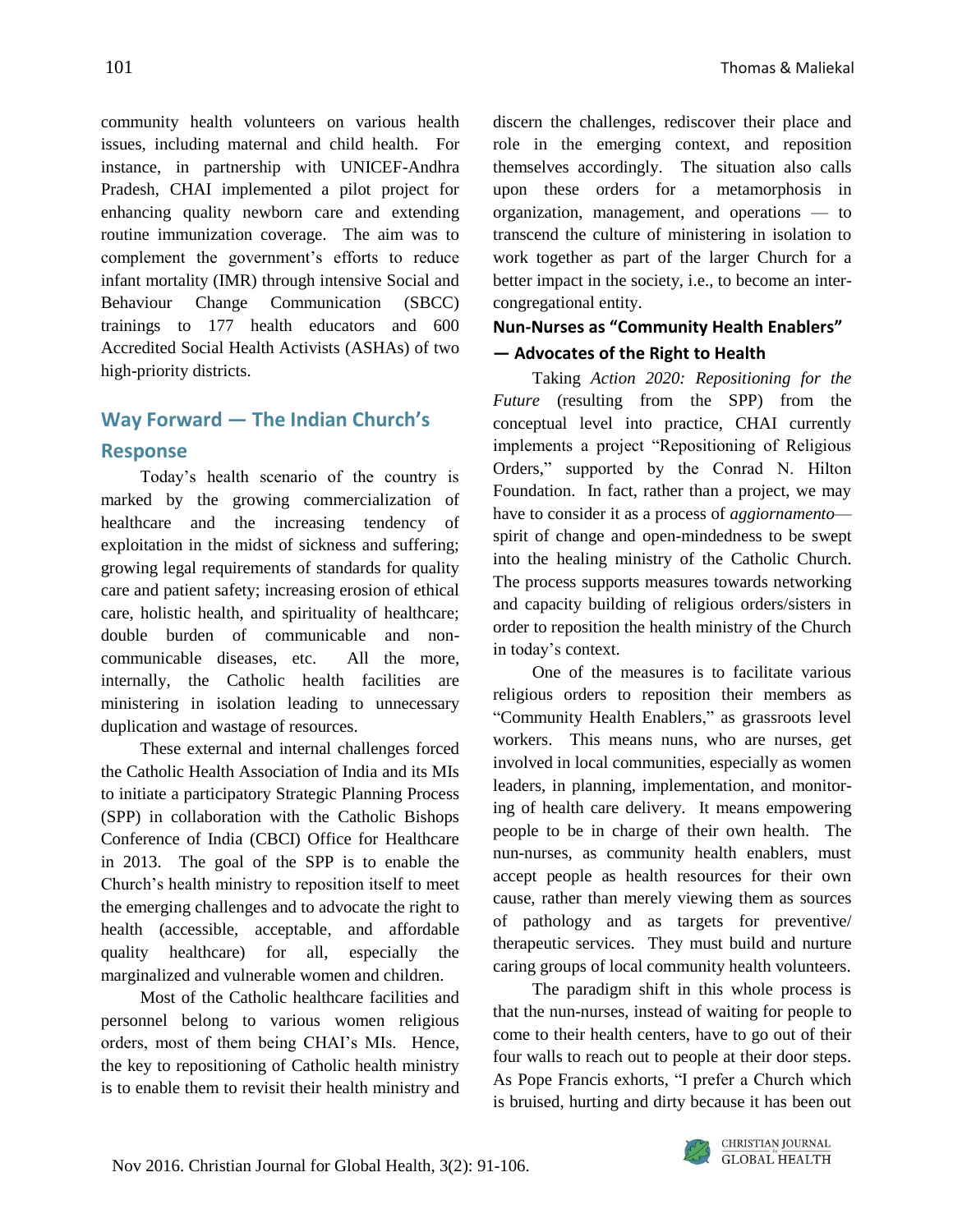community health volunteers on various health issues, including maternal and child health. For instance, in partnership with UNICEF-Andhra Pradesh, CHAI implemented a pilot project for enhancing quality newborn care and extending routine immunization coverage. The aim was to complement the government's efforts to reduce infant mortality (IMR) through intensive Social and Behaviour Change Communication (SBCC) trainings to 177 health educators and 600 Accredited Social Health Activists (ASHAs) of two high-priority districts.

## Way Forward — The Indian Church's Response

Today's health scenario of the country is marked by the growing commercialization of healthcare and the increasing tendency of exploitation in the midst of sickness and suffering; growing legal requirements of standards for quality care and patient safety; increasing erosion of ethical care, holistic health, and spirituality of healthcare; double burden of communicable and non-communicable diseases, etc. All the more, internally, the Catholic health facilities are ministering in isolation leading to unnecessary duplication and wastage of resources.

These external and internal challenges forced the Catholic Health Association of India and its MIs to initiate a participatory Strategic Planning Process (SPP) in collaboration with the Catholic Bishops Conference of India (CBCI) Office for Healthcare in 2013. The goal of the SPP is to enable the Church's health ministry to reposition itself to meet the emerging challenges and to advocate the right to health (accessible, acceptable, and affordable quality healthcare) for all, especially the marginalized and vulnerable women and children.

Most of the Catholic healthcare facilities and personnel belong to various women religious orders, most of them being CHAI's MIs. Hence, the key to repositioning of Catholic health ministry is to enable them to revisit their health ministry and discern the challenges, rediscover their place and role in the emerging context, and reposition themselves accordingly. The situation also calls upon these orders for a metamorphosis in organization, management, and operations — to transcend the culture of ministering in isolation to work together as part of the larger Church for a better impact in the society, i.e., to become an inter-congregational entity.

### Nun-Nurses as "Community Health Enablers" — Advocates of the Right to Health

Taking *Action 2020: Repositioning for the Future* (resulting from the SPP) from the conceptual level into practice, CHAI currently implements a project "Repositioning of Religious Orders," supported by the Conrad N. Hilton Foundation. In fact, rather than a project, we may have to consider it as a process of *aggiornamento*— spirit of change and open-mindedness to be swept into the healing ministry of the Catholic Church. The process supports measures towards networking and capacity building of religious orders/sisters in order to reposition the health ministry of the Church in today's context.

One of the measures is to facilitate various religious orders to reposition their members as "Community Health Enablers," as grassroots level workers. This means nuns, who are nurses, get involved in local communities, especially as women leaders, in planning, implementation, and monitoring of health care delivery. It means empowering people to be in charge of their own health. The nun-nurses, as community health enablers, must accept people as health resources for their own cause, rather than merely viewing them as sources of pathology and as targets for preventive/ therapeutic services. They must build and nurture caring groups of local community health volunteers.

The paradigm shift in this whole process is that the nun-nurses, instead of waiting for people to come to their health centers, have to go out of their four walls to reach out to people at their door steps. As Pope Francis exhorts, "I prefer a Church which is bruised, hurting and dirty because it has been out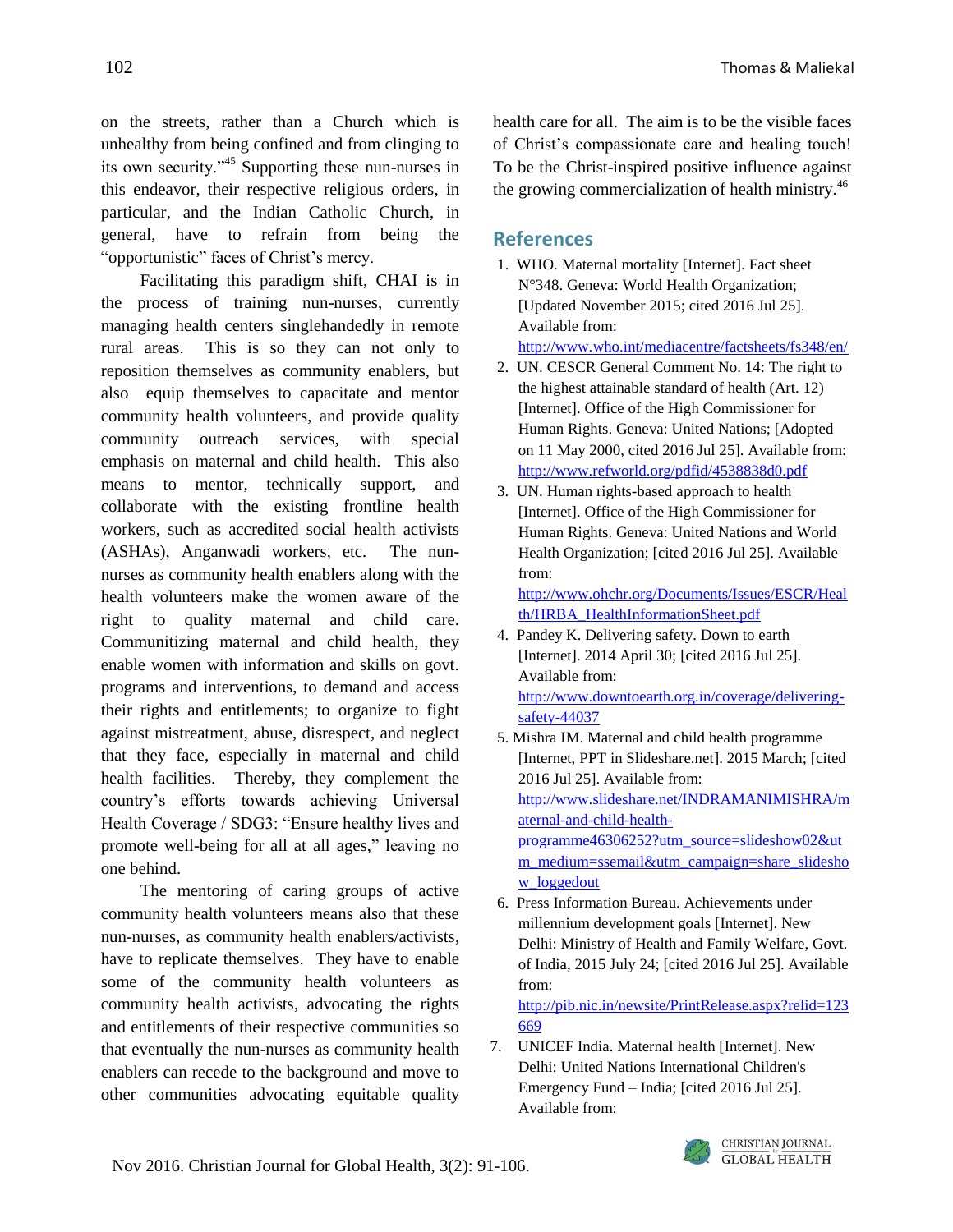on the streets, rather than a Church which is unhealthy from being confined and from clinging to its own security."[45] Supporting these nun-nurses in this endeavor, their respective religious orders, in particular, and the Indian Catholic Church, in general, have to refrain from being the "opportunistic" faces of Christ's mercy.

Facilitating this paradigm shift, CHAI is in the process of training nun-nurses, currently managing health centers singlehandedly in remote rural areas. This is so they can not only to reposition themselves as community enablers, but also equip themselves to capacitate and mentor community health volunteers, and provide quality community outreach services, with special emphasis on maternal and child health. This also means to mentor, technically support, and collaborate with the existing frontline health workers, such as accredited social health activists (ASHAs), Anganwadi workers, etc. The nun-nurses as community health enablers along with the health volunteers make the women aware of the right to quality maternal and child care. Communitizing maternal and child health, they enable women with information and skills on govt. programs and interventions, to demand and access their rights and entitlements; to organize to fight against mistreatment, abuse, disrespect, and neglect that they face, especially in maternal and child health facilities. Thereby, they complement the country's efforts towards achieving Universal Health Coverage / SDG3: "Ensure healthy lives and promote well-being for all at all ages," leaving no one behind.

The mentoring of caring groups of active community health volunteers means also that these nun-nurses, as community health enablers/activists, have to replicate themselves. They have to enable some of the community health volunteers as community health activists, advocating the rights and entitlements of their respective communities so that eventually the nun-nurses as community health enablers can recede to the background and move to other communities advocating equitable quality health care for all. The aim is to be the visible faces of Christ's compassionate care and healing touch! To be the Christ-inspired positive influence against the growing commercialization of health ministry.[46]

## References

1. WHO. Maternal mortality [Internet]. Fact sheet N°348. Geneva: World Health Organization; [Updated November 2015; cited 2016 Jul 25]. Available from: http://www.who.int/mediacentre/factsheets/fs348/en/
2. UN. CESCR General Comment No. 14: The right to the highest attainable standard of health (Art. 12) [Internet]. Office of the High Commissioner for Human Rights. Geneva: United Nations; [Adopted on 11 May 2000, cited 2016 Jul 25]. Available from: http://www.refworld.org/pdfid/4538838d0.pdf
3. UN. Human rights-based approach to health [Internet]. Office of the High Commissioner for Human Rights. Geneva: United Nations and World Health Organization; [cited 2016 Jul 25]. Available from: http://www.ohchr.org/Documents/Issues/ESCR/Health/HRBA_HealthInformationSheet.pdf
4. Pandey K. Delivering safety. Down to earth [Internet]. 2014 April 30; [cited 2016 Jul 25]. Available from: http://www.downtoearth.org.in/coverage/delivering-safety-44037
5. Mishra IM. Maternal and child health programme [Internet, PPT in Slideshare.net]. 2015 March; [cited 2016 Jul 25]. Available from: http://www.slideshare.net/INDRAMANIMISHRA/maternal-and-child-health-programme46306252?utm_source=slideshow02&utm_medium=ssemail&utm_campaign=share_slideshow_loggedout
6. Press Information Bureau. Achievements under millennium development goals [Internet]. New Delhi: Ministry of Health and Family Welfare, Govt. of India, 2015 July 24; [cited 2016 Jul 25]. Available from: http://pib.nic.in/newsite/PrintRelease.aspx?relid=123669
7. UNICEF India. Maternal health [Internet]. New Delhi: United Nations International Children's Emergency Fund – India; [cited 2016 Jul 25]. Available from: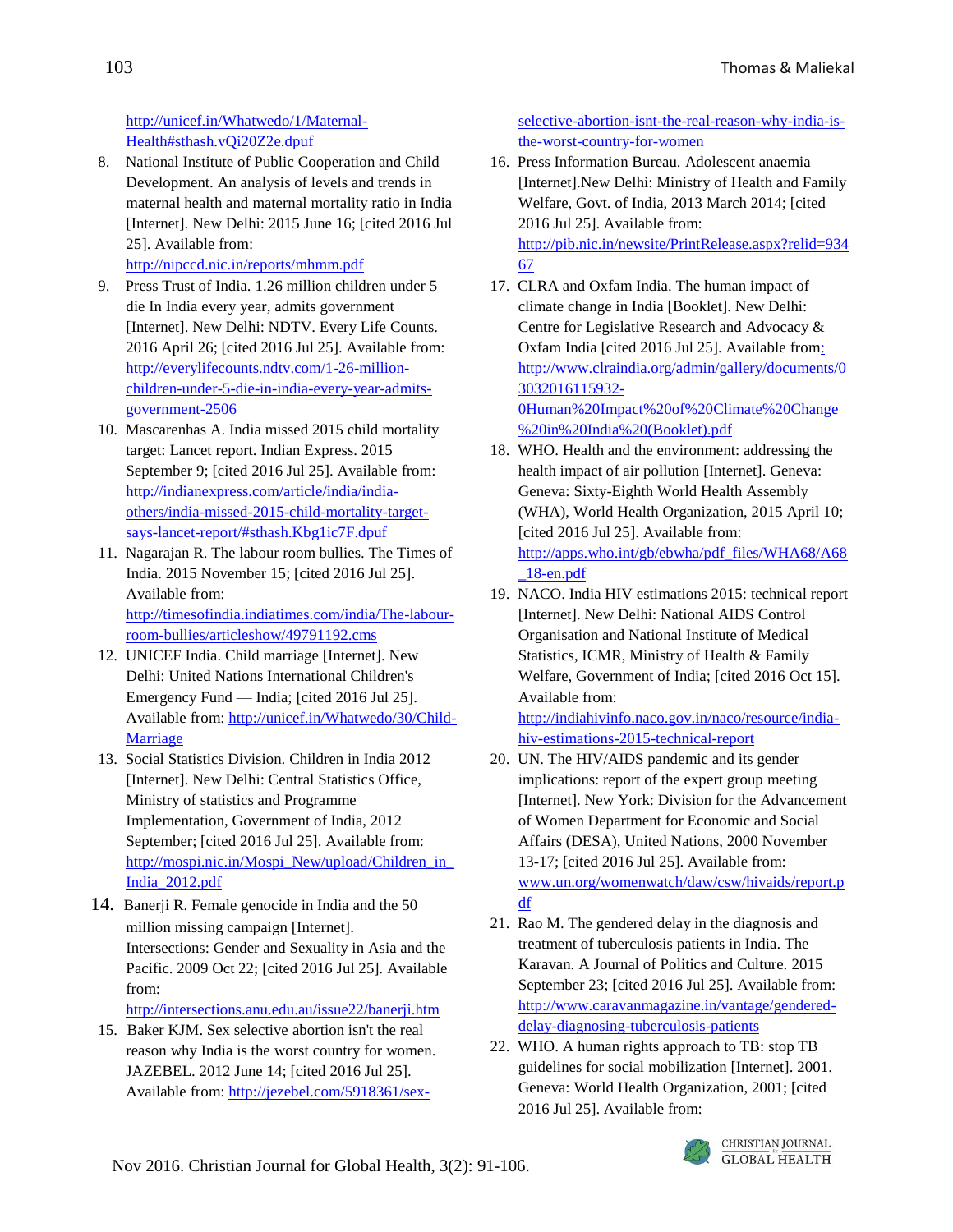http://unicef.in/Whatwedo/1/Maternal-Health#sthash.vQi20Z2e.dpuf

8. National Institute of Public Cooperation and Child Development. An analysis of levels and trends in maternal health and maternal mortality ratio in India [Internet]. New Delhi: 2015 June 16; [cited 2016 Jul 25]. Available from: http://nipccd.nic.in/reports/mhmm.pdf
9. Press Trust of India. 1.26 million children under 5 die In India every year, admits government [Internet]. New Delhi: NDTV. Every Life Counts. 2016 April 26; [cited 2016 Jul 25]. Available from: http://everylifecounts.ndtv.com/1-26-million-children-under-5-die-in-india-every-year-admits-government-2506
10. Mascarenhas A. India missed 2015 child mortality target: Lancet report. Indian Express. 2015 September 9; [cited 2016 Jul 25]. Available from: http://indianexpress.com/article/india/india-others/india-missed-2015-child-mortality-target-says-lancet-report/#sthash.Kbg1ic7F.dpuf
11. Nagarajan R. The labour room bullies. The Times of India. 2015 November 15; [cited 2016 Jul 25]. Available from: http://timesofindia.indiatimes.com/india/The-labour-room-bullies/articleshow/49791192.cms
12. UNICEF India. Child marriage [Internet]. New Delhi: United Nations International Children's Emergency Fund — India; [cited 2016 Jul 25]. Available from: http://unicef.in/Whatwedo/30/Child-Marriage
13. Social Statistics Division. Children in India 2012 [Internet]. New Delhi: Central Statistics Office, Ministry of statistics and Programme Implementation, Government of India, 2012 September; [cited 2016 Jul 25]. Available from: http://mospi.nic.in/Mospi_New/upload/Children_in_India_2012.pdf
14. Banerji R. Female genocide in India and the 50 million missing campaign [Internet]. Intersections: Gender and Sexuality in Asia and the Pacific. 2009 Oct 22; [cited 2016 Jul 25]. Available from: http://intersections.anu.edu.au/issue22/banerji.htm
15. Baker KJM. Sex selective abortion isn't the real reason why India is the worst country for women. JAZEBEL. 2012 June 14; [cited 2016 Jul 25]. Available from: http://jezebel.com/5918361/sex-selective-abortion-isnt-the-real-reason-why-india-is-the-worst-country-for-women
16. Press Information Bureau. Adolescent anaemia [Internet].New Delhi: Ministry of Health and Family Welfare, Govt. of India, 2013 March 2014; [cited 2016 Jul 25]. Available from: http://pib.nic.in/newsite/PrintRelease.aspx?relid=93467
17. CLRA and Oxfam India. The human impact of climate change in India [Booklet]. New Delhi: Centre for Legislative Research and Advocacy & Oxfam India [cited 2016 Jul 25]. Available from: http://www.clraindia.org/admin/gallery/documents/03032016115932-0Human%20Impact%20of%20Climate%20Change%20in%20India%20(Booklet).pdf
18. WHO. Health and the environment: addressing the health impact of air pollution [Internet]. Geneva: Geneva: Sixty-Eighth World Health Assembly (WHA), World Health Organization, 2015 April 10; [cited 2016 Jul 25]. Available from: http://apps.who.int/gb/ebwha/pdf_files/WHA68/A68_18-en.pdf
19. NACO. India HIV estimations 2015: technical report [Internet]. New Delhi: National AIDS Control Organisation and National Institute of Medical Statistics, ICMR, Ministry of Health & Family Welfare, Government of India; [cited 2016 Oct 15]. Available from: http://indiahivinfo.naco.gov.in/naco/resource/india-hiv-estimations-2015-technical-report
20. UN. The HIV/AIDS pandemic and its gender implications: report of the expert group meeting [Internet]. New York: Division for the Advancement of Women Department for Economic and Social Affairs (DESA), United Nations, 2000 November 13-17; [cited 2016 Jul 25]. Available from: www.un.org/womenwatch/daw/csw/hivaids/report.pdf
21. Rao M. The gendered delay in the diagnosis and treatment of tuberculosis patients in India. The Karavan. A Journal of Politics and Culture. 2015 September 23; [cited 2016 Jul 25]. Available from: http://www.caravanmagazine.in/vantage/gendered-delay-diagnosing-tuberculosis-patients
22. WHO. A human rights approach to TB: stop TB guidelines for social mobilization [Internet]. 2001. Geneva: World Health Organization, 2001; [cited 2016 Jul 25]. Available from: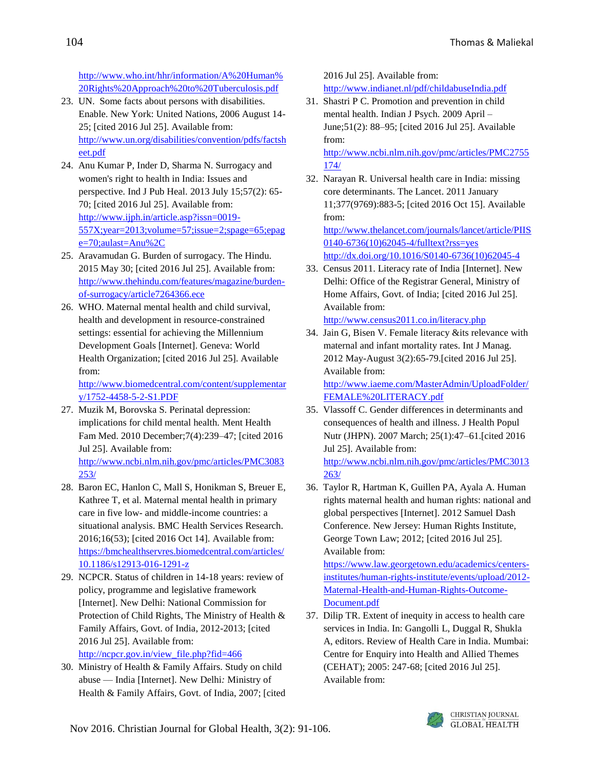http://www.who.int/hhr/information/A%20Human%20Rights%20Approach%20to%20Tuberculosis.pdf

23. UN. Some facts about persons with disabilities. Enable. New York: United Nations, 2006 August 14-25; [cited 2016 Jul 25]. Available from: http://www.un.org/disabilities/convention/pdfs/factsheet.pdf
24. Anu Kumar P, Inder D, Sharma N. Surrogacy and women's right to health in India: Issues and perspective. Ind J Pub Heal. 2013 July 15;57(2): 65-70; [cited 2016 Jul 25]. Available from: http://www.ijph.in/article.asp?issn=0019-557X;year=2013;volume=57;issue=2;spage=65;epage=70;aulast=Anu%2C
25. Aravamudan G. Burden of surrogacy. The Hindu. 2015 May 30; [cited 2016 Jul 25]. Available from: http://www.thehindu.com/features/magazine/burden-of-surrogacy/article7264366.ece
26. WHO. Maternal mental health and child survival, health and development in resource-constrained settings: essential for achieving the Millennium Development Goals [Internet]. Geneva: World Health Organization; [cited 2016 Jul 25]. Available from: http://www.biomedcentral.com/content/supplementary/1752-4458-5-2-S1.PDF
27. Muzik M, Borovska S. Perinatal depression: implications for child mental health. Ment Health Fam Med. 2010 December;7(4):239–47; [cited 2016 Jul 25]. Available from: http://www.ncbi.nlm.nih.gov/pmc/articles/PMC3083253/
28. Baron EC, Hanlon C, Mall S, Honikman S, Breuer E, Kathree T, et al. Maternal mental health in primary care in five low- and middle-income countries: a situational analysis. BMC Health Services Research. 2016;16(53); [cited 2016 Oct 14]. Available from: https://bmchealthservres.biomedcentral.com/articles/10.1186/s12913-016-1291-z
29. NCPCR. Status of children in 14-18 years: review of policy, programme and legislative framework [Internet]. New Delhi: National Commission for Protection of Child Rights, The Ministry of Health & Family Affairs, Govt. of India, 2012-2013; [cited 2016 Jul 25]. Available from: http://ncpcr.gov.in/view_file.php?fid=466
30. Ministry of Health & Family Affairs. Study on child abuse — India [Internet]. New Delhi*:* Ministry of Health & Family Affairs, Govt. of India, 2007; [cited 2016 Jul 25]. Available from: http://www.indianet.nl/pdf/childabuseIndia.pdf
31. Shastri P C. Promotion and prevention in child mental health. Indian J Psych. 2009 April – June;51(2): 88–95; [cited 2016 Jul 25]. Available from: http://www.ncbi.nlm.nih.gov/pmc/articles/PMC2755174/
32. Narayan R. Universal health care in India: missing core determinants. The Lancet. 2011 January 11;377(9769):883-5; [cited 2016 Oct 15]. Available from: http://www.thelancet.com/journals/lancet/article/PIIS0140-6736(10)62045-4/fulltext?rss=yes http://dx.doi.org/10.1016/S0140-6736(10)62045-4
33. Census 2011. Literacy rate of India [Internet]. New Delhi: Office of the Registrar General, Ministry of Home Affairs, Govt. of India; [cited 2016 Jul 25]. Available from: http://www.census2011.co.in/literacy.php
34. Jain G, Bisen V. Female literacy &its relevance with maternal and infant mortality rates. Int J Manag. 2012 May-August 3(2):65-79.[cited 2016 Jul 25]. Available from: http://www.iaeme.com/MasterAdmin/UploadFolder/FEMALE%20LITERACY.pdf
35. Vlassoff C. Gender differences in determinants and consequences of health and illness. J Health Popul Nutr (JHPN). 2007 March; 25(1):47–61.[cited 2016 Jul 25]. Available from: http://www.ncbi.nlm.nih.gov/pmc/articles/PMC3013263/
36. Taylor R, Hartman K, Guillen PA, Ayala A. Human rights maternal health and human rights: national and global perspectives [Internet]. 2012 Samuel Dash Conference. New Jersey: Human Rights Institute, George Town Law; 2012; [cited 2016 Jul 25]. Available from: https://www.law.georgetown.edu/academics/centers-institutes/human-rights-institute/events/upload/2012-Maternal-Health-and-Human-Rights-Outcome-Document.pdf
37. Dilip TR. Extent of inequity in access to health care services in India. In: Gangolli L, Duggal R, Shukla A, editors. Review of Health Care in India. Mumbai: Centre for Enquiry into Health and Allied Themes (CEHAT); 2005: 247-68; [cited 2016 Jul 25]. Available from: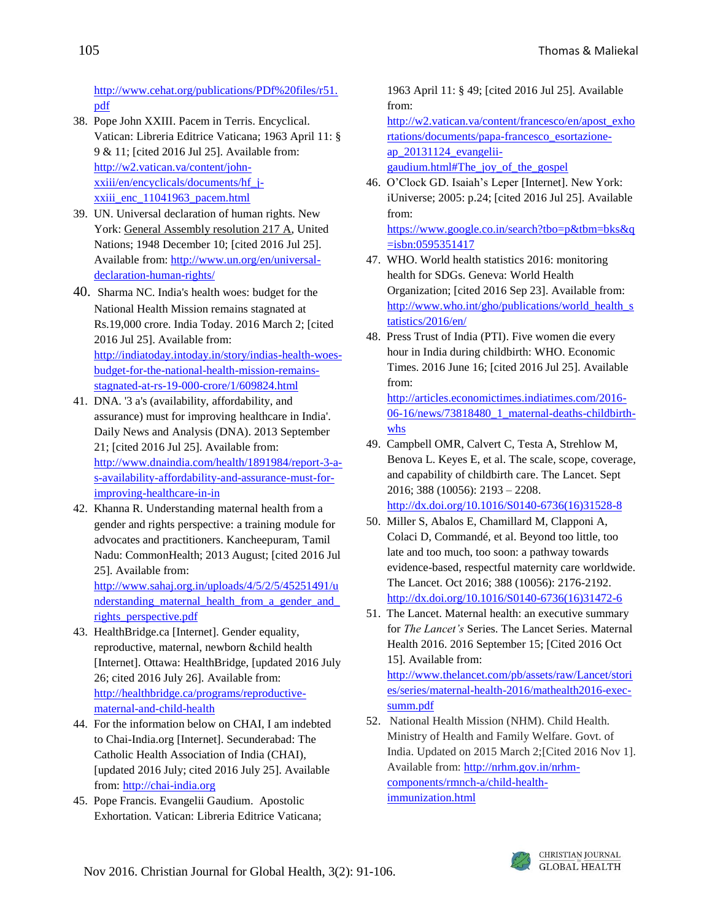http://www.cehat.org/publications/PDf%20files/r51.pdf

38. Pope John XXIII. Pacem in Terris. Encyclical. Vatican: Libreria Editrice Vaticana; 1963 April 11: § 9 & 11; [cited 2016 Jul 25]. Available from: http://w2.vatican.va/content/john-xxiii/en/encyclicals/documents/hf_j-xxiii_enc_11041963_pacem.html
39. UN. Universal declaration of human rights. New York: General Assembly resolution 217 A, United Nations; 1948 December 10; [cited 2016 Jul 25]. Available from: http://www.un.org/en/universal-declaration-human-rights/
40. Sharma NC. India's health woes: budget for the National Health Mission remains stagnated at Rs.19,000 crore. India Today. 2016 March 2; [cited 2016 Jul 25]. Available from: http://indiatoday.intoday.in/story/indias-health-woes-budget-for-the-national-health-mission-remains-stagnated-at-rs-19-000-crore/1/609824.html
41. DNA. '3 a's (availability, affordability, and assurance) must for improving healthcare in India'. Daily News and Analysis (DNA). 2013 September 21; [cited 2016 Jul 25]. Available from: http://www.dnaindia.com/health/1891984/report-3-a-s-availability-affordability-and-assurance-must-for-improving-healthcare-in-in
42. Khanna R. Understanding maternal health from a gender and rights perspective: a training module for advocates and practitioners. Kancheepuram, Tamil Nadu: CommonHealth; 2013 August; [cited 2016 Jul 25]. Available from: http://www.sahaj.org.in/uploads/4/5/2/5/45251491/understanding_maternal_health_from_a_gender_and_rights_perspective.pdf
43. HealthBridge.ca [Internet]. Gender equality, reproductive, maternal, newborn &child health [Internet]. Ottawa: HealthBridge, [updated 2016 July 26; cited 2016 July 26]. Available from: http://healthbridge.ca/programs/reproductive-maternal-and-child-health
44. For the information below on CHAI, I am indebted to Chai-India.org [Internet]. Secunderabad: The Catholic Health Association of India (CHAI), [updated 2016 July; cited 2016 July 25]. Available from: http://chai-india.org
45. Pope Francis. Evangelii Gaudium. Apostolic Exhortation. Vatican: Libreria Editrice Vaticana; 1963 April 11: § 49; [cited 2016 Jul 25]. Available from: http://w2.vatican.va/content/francesco/en/apost_exhortations/documents/papa-francesco_esortazione-ap_20131124_evangelii-gaudium.html#The_joy_of_the_gospel
46. O'Clock GD. Isaiah's Leper [Internet]. New York: iUniverse; 2005: p.24; [cited 2016 Jul 25]. Available from: https://www.google.co.in/search?tbo=p&tbm=bks&q=isbn:0595351417
47. WHO. World health statistics 2016: monitoring health for SDGs. Geneva: World Health Organization; [cited 2016 Sep 23]. Available from: http://www.who.int/gho/publications/world_health_statistics/2016/en/
48. Press Trust of India (PTI). Five women die every hour in India during childbirth: WHO. Economic Times. 2016 June 16; [cited 2016 Jul 25]. Available from: http://articles.economictimes.indiatimes.com/2016-06-16/news/73818480_1_maternal-deaths-childbirth-whs
49. Campbell OMR, Calvert C, Testa A, Strehlow M, Benova L. Keyes E, et al. The scale, scope, coverage, and capability of childbirth care. The Lancet. Sept 2016; 388 (10056): 2193 – 2208. http://dx.doi.org/10.1016/S0140-6736(16)31528-8
50. Miller S, Abalos E, Chamillard M, Clapponi A, Colaci D, Commandé, et al. Beyond too little, too late and too much, too soon: a pathway towards evidence-based, respectful maternity care worldwide. The Lancet. Oct 2016; 388 (10056): 2176-2192. http://dx.doi.org/10.1016/S0140-6736(16)31472-6
51. The Lancet. Maternal health: an executive summary for *The Lancet's* Series. The Lancet Series. Maternal Health 2016. 2016 September 15; [Cited 2016 Oct 15]. Available from: http://www.thelancet.com/pb/assets/raw/Lancet/stories/series/maternal-health-2016/mathealth2016-exec-summ.pdf
52. National Health Mission (NHM). Child Health. Ministry of Health and Family Welfare. Govt. of India. Updated on 2015 March 2;[Cited 2016 Nov 1]. Available from: http://nrhm.gov.in/nrhm-components/rmnch-a/child-health-immunization.html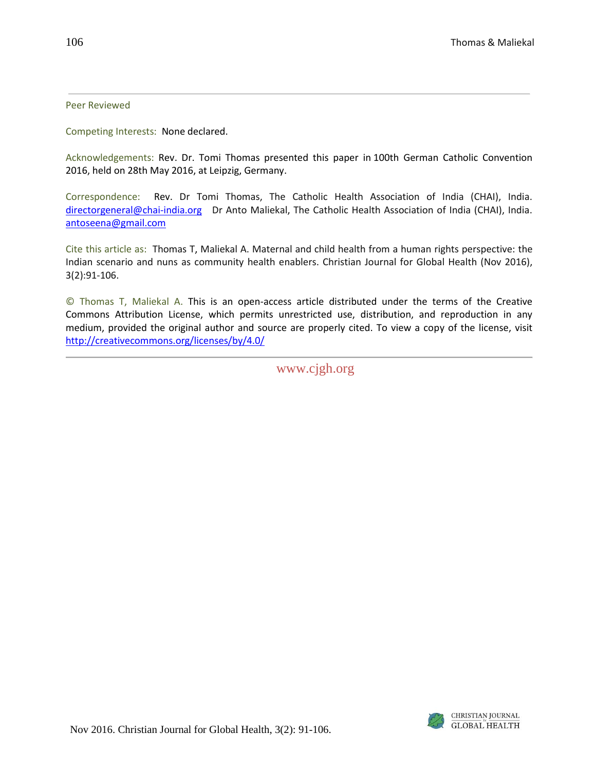Peer Reviewed

Competing Interests: None declared.

Acknowledgements: Rev. Dr. Tomi Thomas presented this paper in 100th German Catholic Convention 2016, held on 28th May 2016, at Leipzig, Germany.

Correspondence: Rev. Dr Tomi Thomas, The Catholic Health Association of India (CHAI), India. directorgeneral@chai-india.org Dr Anto Maliekal, The Catholic Health Association of India (CHAI), India. antoseena@gmail.com

Cite this article as: Thomas T, Maliekal A. Maternal and child health from a human rights perspective: the Indian scenario and nuns as community health enablers. Christian Journal for Global Health (Nov 2016), 3(2):91-106.

© Thomas T, Maliekal A. This is an open-access article distributed under the terms of the Creative Commons Attribution License, which permits unrestricted use, distribution, and reproduction in any medium, provided the original author and source are properly cited. To view a copy of the license, visit http://creativecommons.org/licenses/by/4.0/

www.cjgh.org